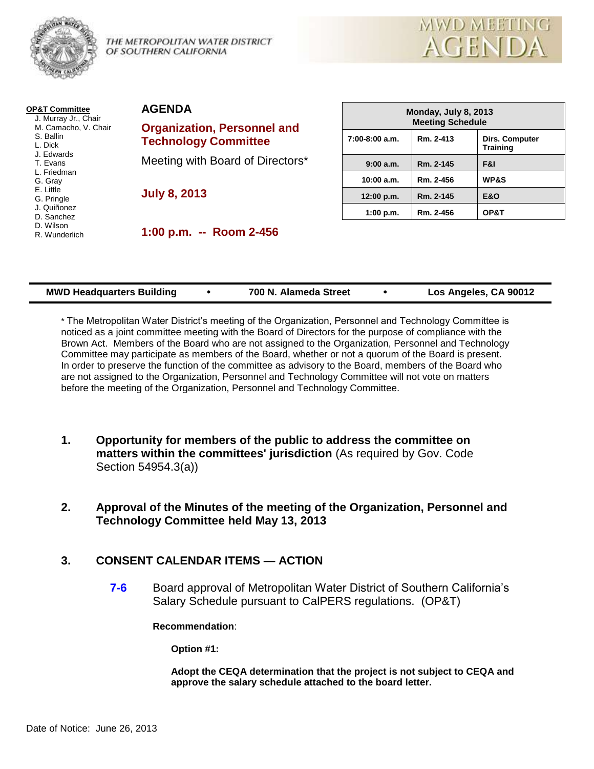THE METROPOLITAN WATER DISTRICT OF SOUTHERN CALIFORNIA

MWD MEETING AGENDA

**OP&T Committee**
- J. Murray Jr., Chair
- M. Camacho, V. Chair
- S. Ballin
- L. Dick
- J. Edwards
- T. Evans
- L. Friedman
- G. Gray
- E. Little
- G. Pringle
- J. Quiñonez
- D. Sanchez
- D. Wilson
- R. Wunderlich

# AGENDA

## Organization, Personnel and Technology Committee

Meeting with Board of Directors*

**July 8, 2013**

**1:00 p.m. -- Room 2-456**

| Monday, July 8, 2013 Meeting Schedule | | |
|---|---|---|
| 7:00-8:00 a.m. | Rm. 2-413 | Dirs. Computer Training |
| 9:00 a.m. | Rm. 2-145 | F&I |
| 10:00 a.m. | Rm. 2-456 | WP&S |
| 12:00 p.m. | Rm. 2-145 | E&O |
| 1:00 p.m. | Rm. 2-456 | OP&T |

**MWD Headquarters Building • 700 N. Alameda Street • Los Angeles, CA 90012**

* The Metropolitan Water District's meeting of the Organization, Personnel and Technology Committee is noticed as a joint committee meeting with the Board of Directors for the purpose of compliance with the Brown Act. Members of the Board who are not assigned to the Organization, Personnel and Technology Committee may participate as members of the Board, whether or not a quorum of the Board is present. In order to preserve the function of the committee as advisory to the Board, members of the Board who are not assigned to the Organization, Personnel and Technology Committee will not vote on matters before the meeting of the Organization, Personnel and Technology Committee.

1. **Opportunity for members of the public to address the committee on matters within the committees' jurisdiction** (As required by Gov. Code Section 54954.3(a))

2. **Approval of the Minutes of the meeting of the Organization, Personnel and Technology Committee held May 13, 2013**

3. **CONSENT CALENDAR ITEMS — ACTION**

   **7-6** Board approval of Metropolitan Water District of Southern California's Salary Schedule pursuant to CalPERS regulations. (OP&T)

   **Recommendation**:

   **Option #1:**

   **Adopt the CEQA determination that the project is not subject to CEQA and approve the salary schedule attached to the board letter.**

Date of Notice: June 26, 2013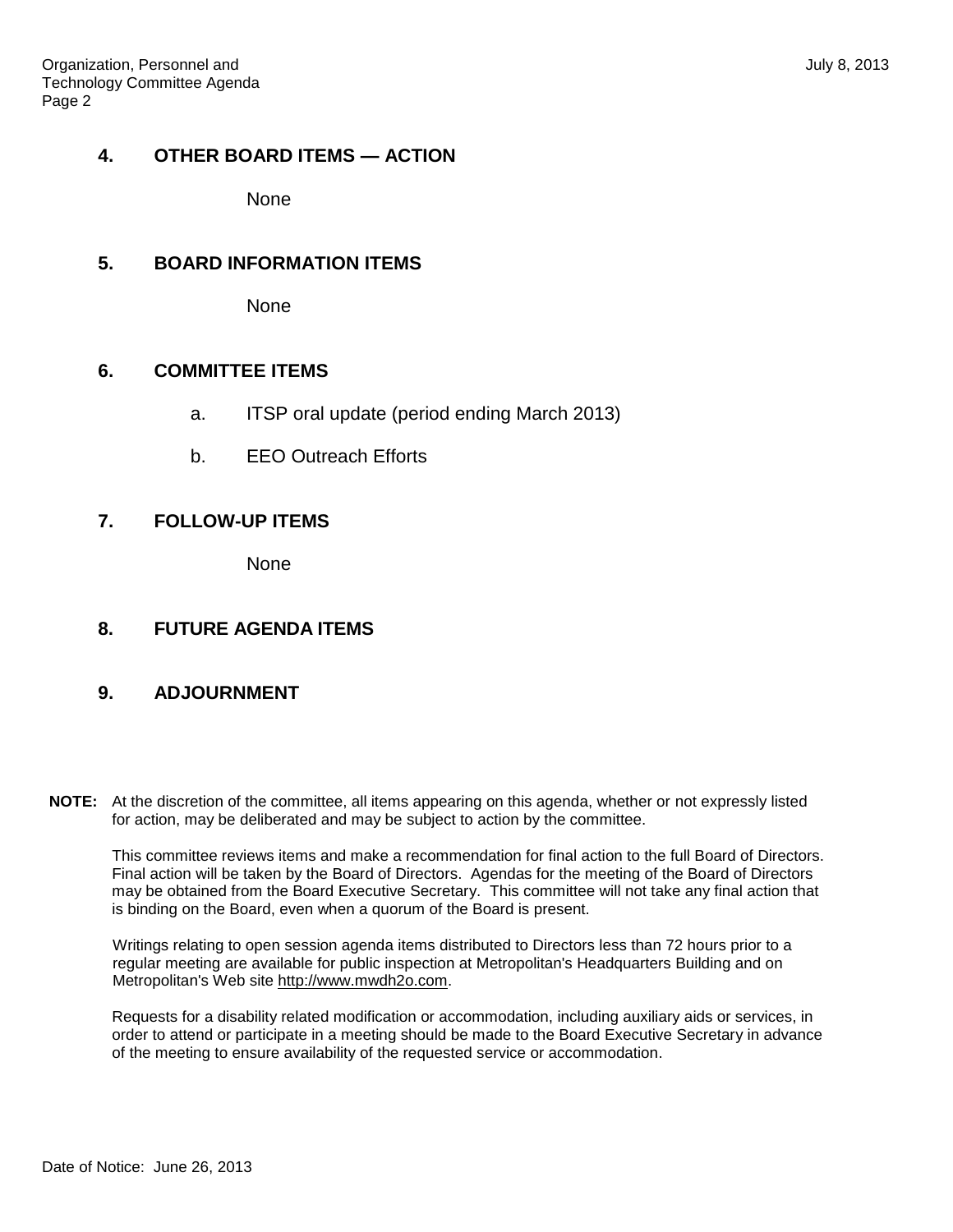**4. OTHER BOARD ITEMS — ACTION**

None

**5. BOARD INFORMATION ITEMS**

None

**6. COMMITTEE ITEMS**

a. ITSP oral update (period ending March 2013)

b. EEO Outreach Efforts

**7. FOLLOW-UP ITEMS**

None

**8. FUTURE AGENDA ITEMS**

**9. ADJOURNMENT**

**NOTE:** At the discretion of the committee, all items appearing on this agenda, whether or not expressly listed for action, may be deliberated and may be subject to action by the committee.

This committee reviews items and make a recommendation for final action to the full Board of Directors. Final action will be taken by the Board of Directors. Agendas for the meeting of the Board of Directors may be obtained from the Board Executive Secretary. This committee will not take any final action that is binding on the Board, even when a quorum of the Board is present.

Writings relating to open session agenda items distributed to Directors less than 72 hours prior to a regular meeting are available for public inspection at Metropolitan's Headquarters Building and on Metropolitan's Web site http://www.mwdh2o.com.

Requests for a disability related modification or accommodation, including auxiliary aids or services, in order to attend or participate in a meeting should be made to the Board Executive Secretary in advance of the meeting to ensure availability of the requested service or accommodation.

Date of Notice: June 26, 2013